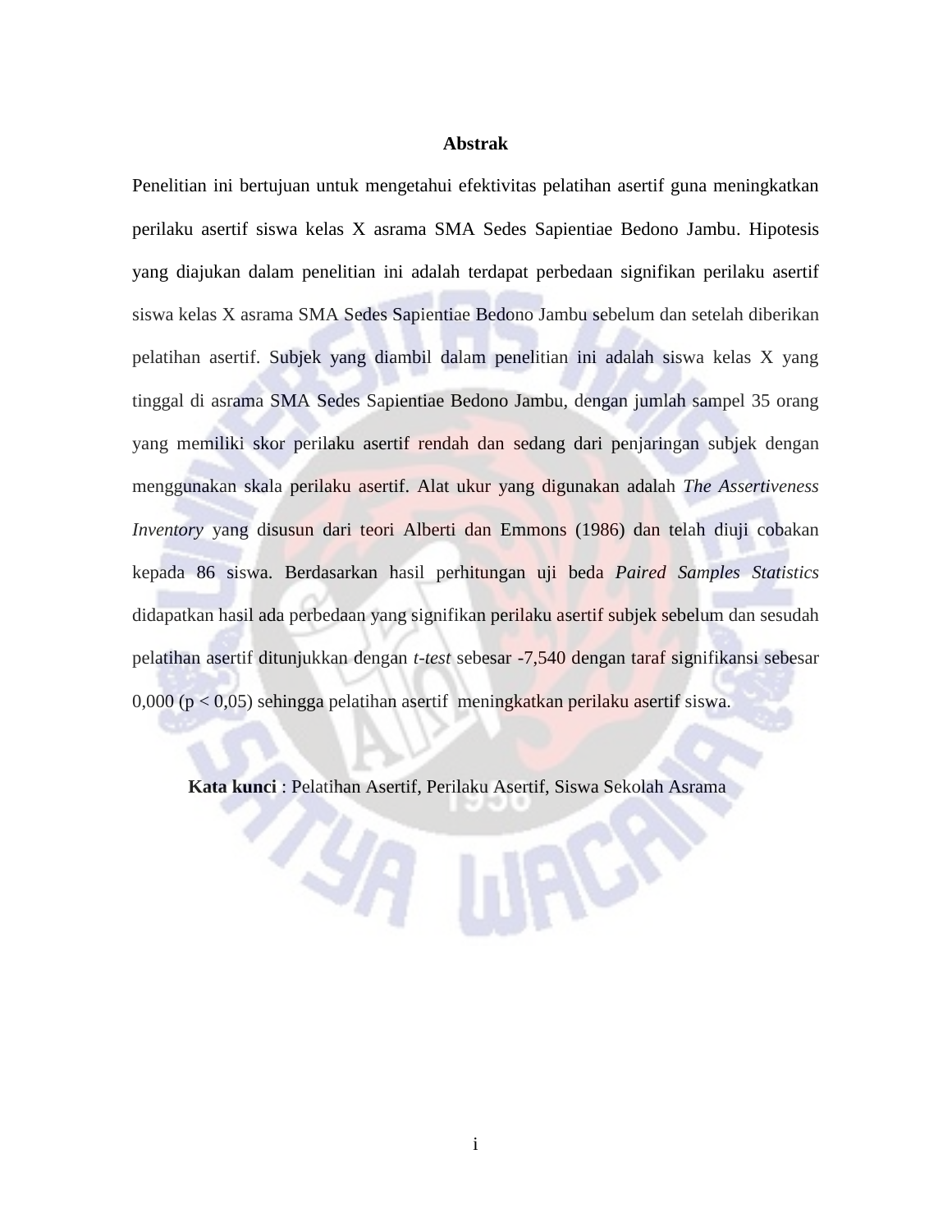# Abstrak

Penelitian ini bertujuan untuk mengetahui efektivitas pelatihan asertif guna meningkatkan perilaku asertif siswa kelas X asrama SMA Sedes Sapientiae Bedono Jambu. Hipotesis yang diajukan dalam penelitian ini adalah terdapat perbedaan signifikan perilaku asertif siswa kelas X asrama SMA Sedes Sapientiae Bedono Jambu sebelum dan setelah diberikan pelatihan asertif. Subjek yang diambil dalam penelitian ini adalah siswa kelas X yang tinggal di asrama SMA Sedes Sapientiae Bedono Jambu, dengan jumlah sampel 35 orang yang memiliki skor perilaku asertif rendah dan sedang dari penjaringan subjek dengan menggunakan skala perilaku asertif. Alat ukur yang digunakan adalah *The Assertiveness Inventory* yang disusun dari teori Alberti dan Emmons (1986) dan telah diuji cobakan kepada 86 siswa. Berdasarkan hasil perhitungan uji beda *Paired Samples Statistics* didapatkan hasil ada perbedaan yang signifikan perilaku asertif subjek sebelum dan sesudah pelatihan asertif ditunjukkan dengan *t-test* sebesar -7,540 dengan taraf signifikansi sebesar 0,000 ($p < 0,05$) sehingga pelatihan asertif meningkatkan perilaku asertif siswa.

**Kata kunci** : Pelatihan Asertif, Perilaku Asertif, Siswa Sekolah Asrama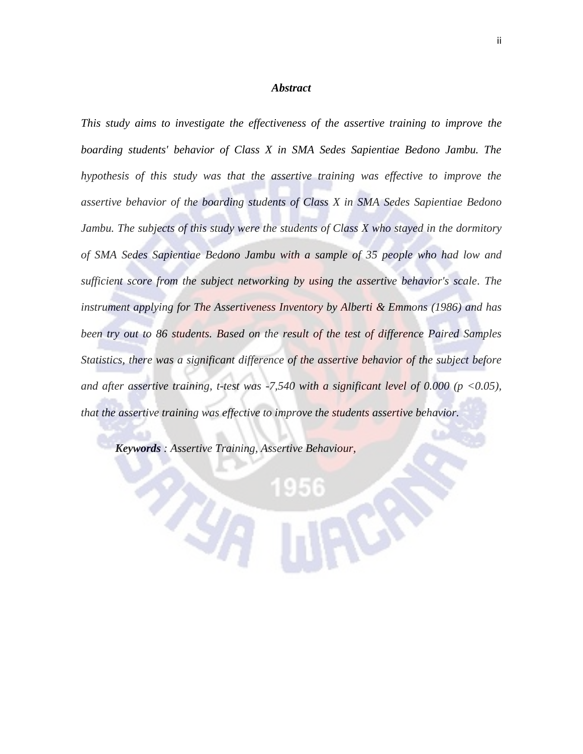***Abstract***

*This study aims to investigate the effectiveness of the assertive training to improve the boarding students' behavior of Class X in SMA Sedes Sapientiae Bedono Jambu. The hypothesis of this study was that the assertive training was effective to improve the assertive behavior of the boarding students of Class X in SMA Sedes Sapientiae Bedono Jambu. The subjects of this study were the students of Class X who stayed in the dormitory of SMA Sedes Sapientiae Bedono Jambu with a sample of 35 people who had low and sufficient score from the subject networking by using the assertive behavior's scale. The instrument applying for The Assertiveness Inventory by Alberti & Emmons (1986) and has been try out to 86 students. Based on the result of the test of difference Paired Samples Statistics, there was a significant difference of the assertive behavior of the subject before and after assertive training, t-test was -7,540 with a significant level of 0.000 (p <0.05), that the assertive training was effective to improve the students assertive behavior.*

***Keywords** : Assertive Training, Assertive Behaviour,*